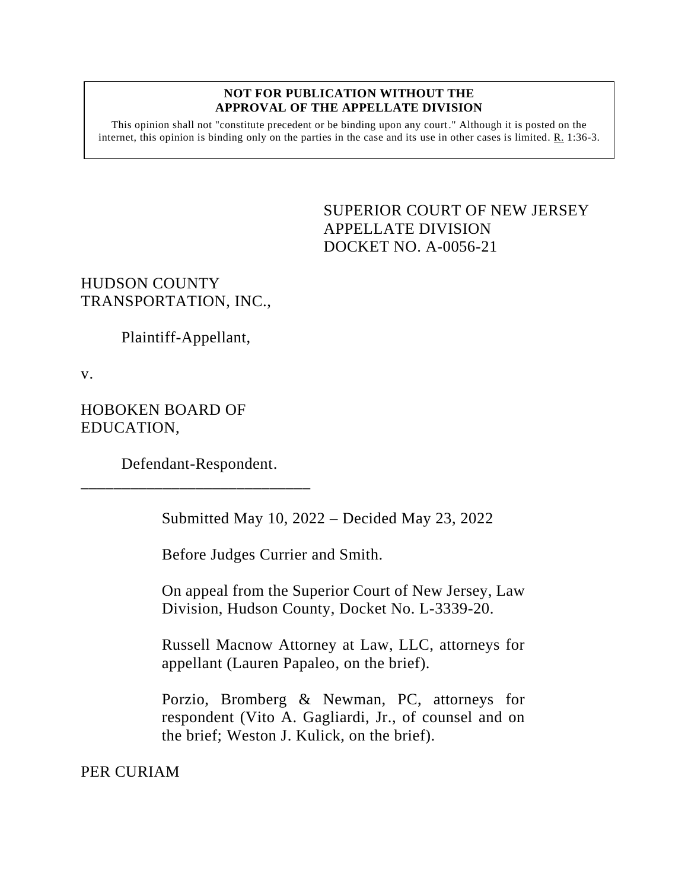**NOT FOR PUBLICATION WITHOUT THE APPROVAL OF THE APPELLATE DIVISION**

This opinion shall not "constitute precedent or be binding upon any court." Although it is posted on the internet, this opinion is binding only on the parties in the case and its use in other cases is limited. R. 1:36-3.

SUPERIOR COURT OF NEW JERSEY
APPELLATE DIVISION
DOCKET NO. A-0056-21

HUDSON COUNTY TRANSPORTATION, INC.,

Plaintiff-Appellant,

v.

HOBOKEN BOARD OF EDUCATION,

Defendant-Respondent.

\_\_\_\_\_\_\_\_\_\_\_\_\_\_\_\_\_\_\_\_\_\_\_\_\_\_\_\_\_\_

Submitted May 10, 2022 – Decided May 23, 2022

Before Judges Currier and Smith.

On appeal from the Superior Court of New Jersey, Law Division, Hudson County, Docket No. L-3339-20.

Russell Macnow Attorney at Law, LLC, attorneys for appellant (Lauren Papaleo, on the brief).

Porzio, Bromberg & Newman, PC, attorneys for respondent (Vito A. Gagliardi, Jr., of counsel and on the brief; Weston J. Kulick, on the brief).

PER CURIAM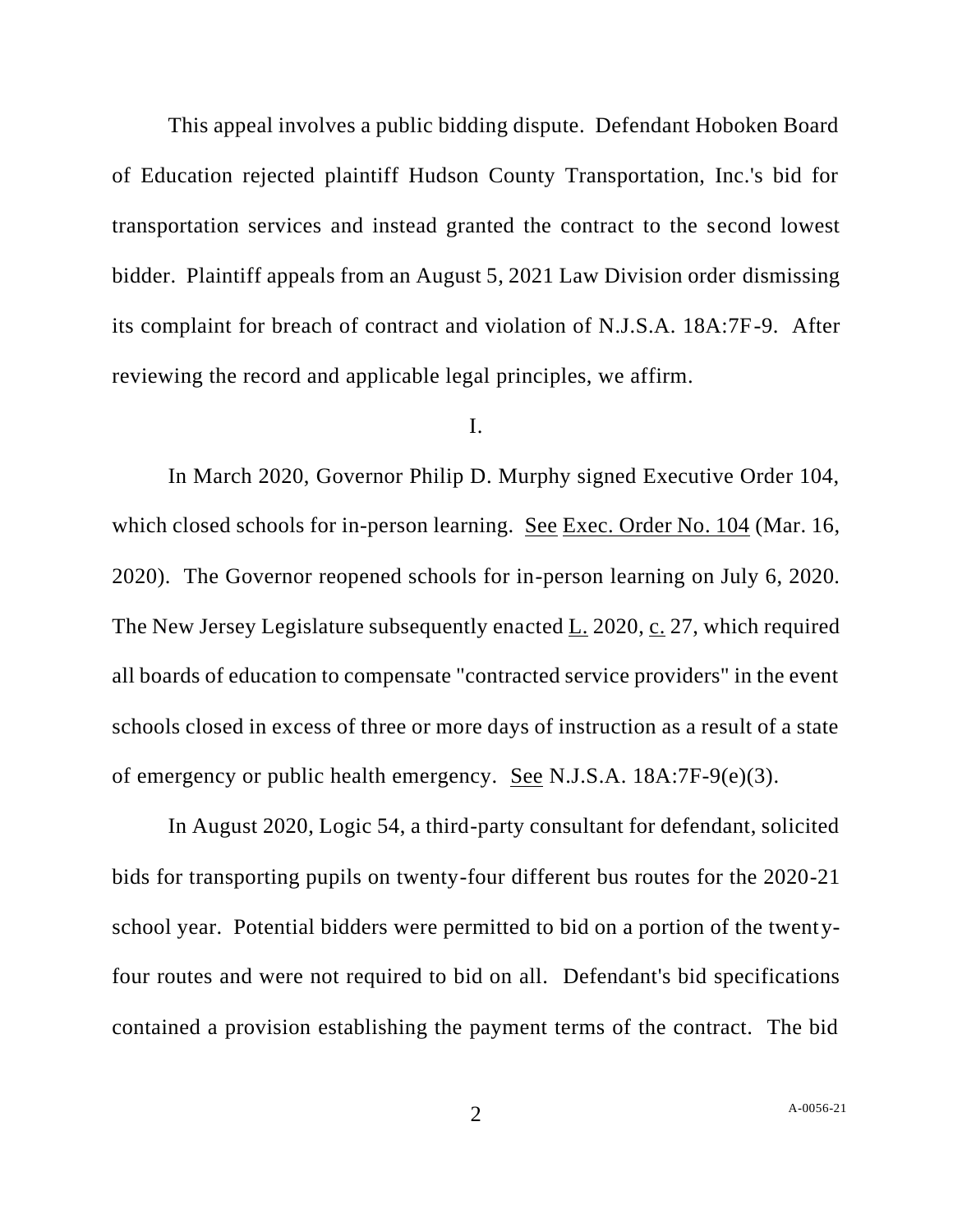This appeal involves a public bidding dispute. Defendant Hoboken Board of Education rejected plaintiff Hudson County Transportation, Inc.'s bid for transportation services and instead granted the contract to the second lowest bidder. Plaintiff appeals from an August 5, 2021 Law Division order dismissing its complaint for breach of contract and violation of N.J.S.A. 18A:7F-9. After reviewing the record and applicable legal principles, we affirm.

I.

In March 2020, Governor Philip D. Murphy signed Executive Order 104, which closed schools for in-person learning. See Exec. Order No. 104 (Mar. 16, 2020). The Governor reopened schools for in-person learning on July 6, 2020. The New Jersey Legislature subsequently enacted L. 2020, c. 27, which required all boards of education to compensate "contracted service providers" in the event schools closed in excess of three or more days of instruction as a result of a state of emergency or public health emergency. See N.J.S.A. 18A:7F-9(e)(3).

In August 2020, Logic 54, a third-party consultant for defendant, solicited bids for transporting pupils on twenty-four different bus routes for the 2020-21 school year. Potential bidders were permitted to bid on a portion of the twenty-four routes and were not required to bid on all. Defendant's bid specifications contained a provision establishing the payment terms of the contract. The bid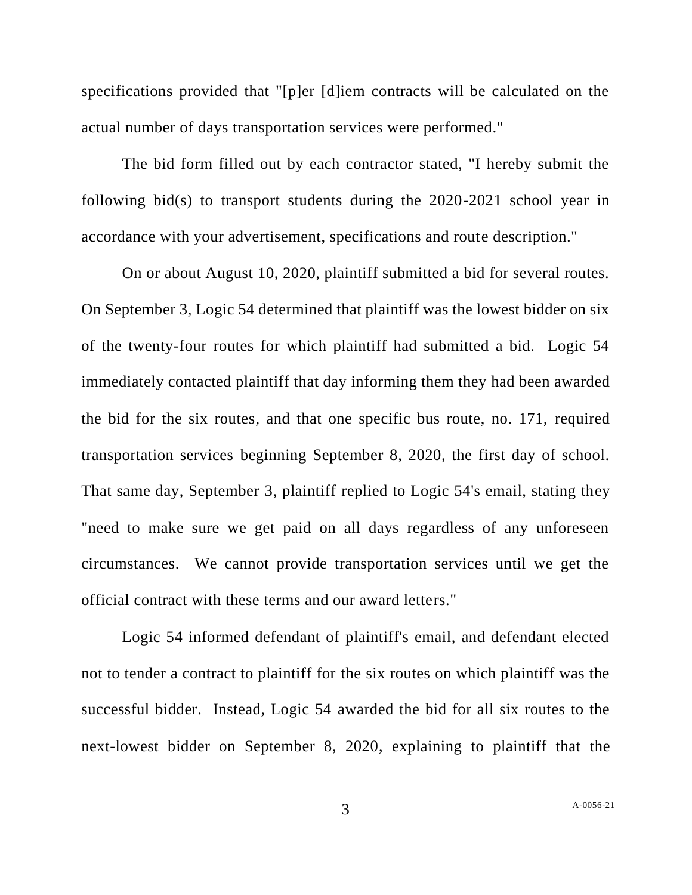specifications provided that "[p]er [d]iem contracts will be calculated on the actual number of days transportation services were performed."

The bid form filled out by each contractor stated, "I hereby submit the following bid(s) to transport students during the 2020-2021 school year in accordance with your advertisement, specifications and route description."

On or about August 10, 2020, plaintiff submitted a bid for several routes. On September 3, Logic 54 determined that plaintiff was the lowest bidder on six of the twenty-four routes for which plaintiff had submitted a bid. Logic 54 immediately contacted plaintiff that day informing them they had been awarded the bid for the six routes, and that one specific bus route, no. 171, required transportation services beginning September 8, 2020, the first day of school. That same day, September 3, plaintiff replied to Logic 54's email, stating they "need to make sure we get paid on all days regardless of any unforeseen circumstances. We cannot provide transportation services until we get the official contract with these terms and our award letters."

Logic 54 informed defendant of plaintiff's email, and defendant elected not to tender a contract to plaintiff for the six routes on which plaintiff was the successful bidder. Instead, Logic 54 awarded the bid for all six routes to the next-lowest bidder on September 8, 2020, explaining to plaintiff that the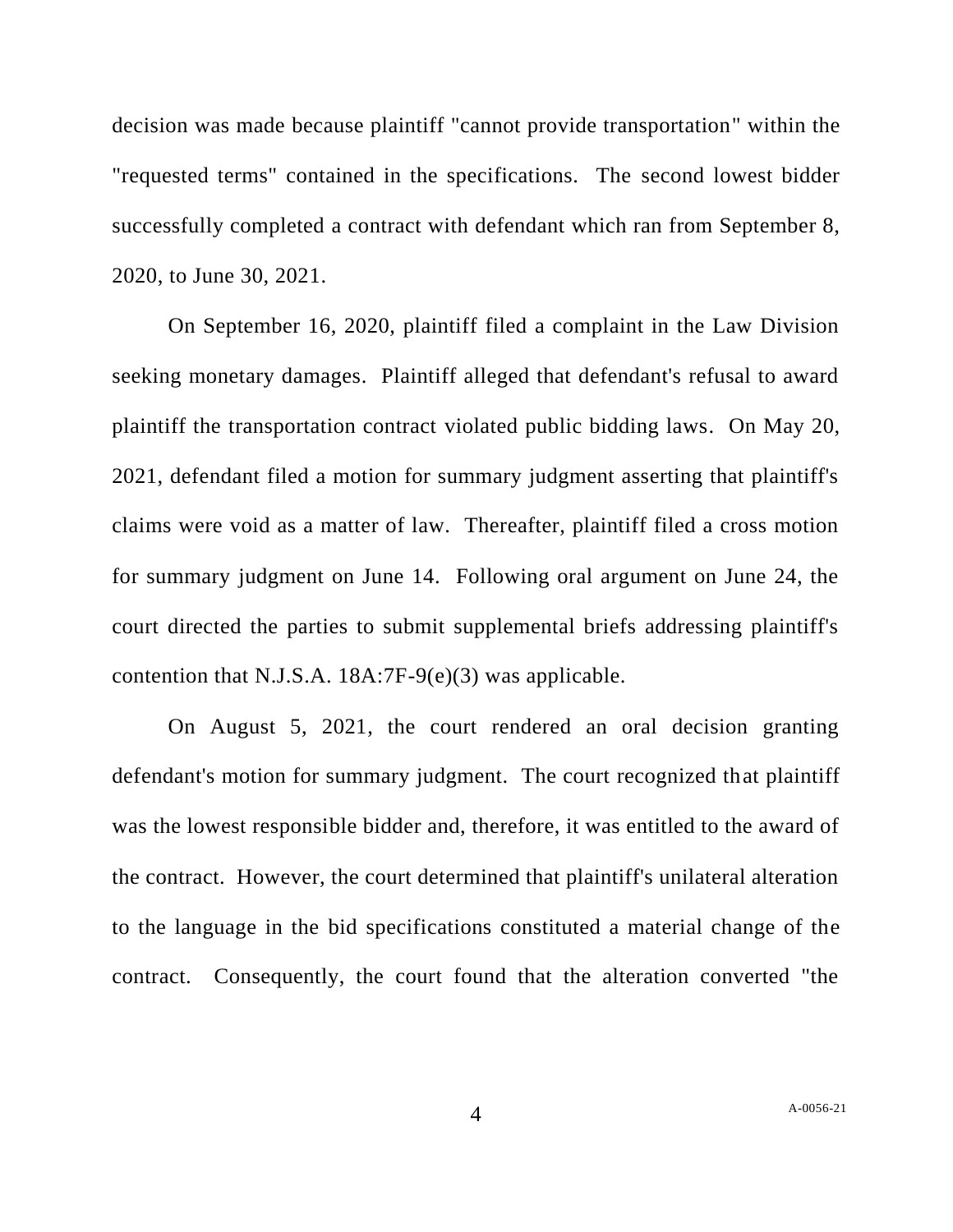decision was made because plaintiff "cannot provide transportation" within the "requested terms" contained in the specifications. The second lowest bidder successfully completed a contract with defendant which ran from September 8, 2020, to June 30, 2021.

On September 16, 2020, plaintiff filed a complaint in the Law Division seeking monetary damages. Plaintiff alleged that defendant's refusal to award plaintiff the transportation contract violated public bidding laws. On May 20, 2021, defendant filed a motion for summary judgment asserting that plaintiff's claims were void as a matter of law. Thereafter, plaintiff filed a cross motion for summary judgment on June 14. Following oral argument on June 24, the court directed the parties to submit supplemental briefs addressing plaintiff's contention that N.J.S.A. 18A:7F-9(e)(3) was applicable.

On August 5, 2021, the court rendered an oral decision granting defendant's motion for summary judgment. The court recognized that plaintiff was the lowest responsible bidder and, therefore, it was entitled to the award of the contract. However, the court determined that plaintiff's unilateral alteration to the language in the bid specifications constituted a material change of the contract. Consequently, the court found that the alteration converted "the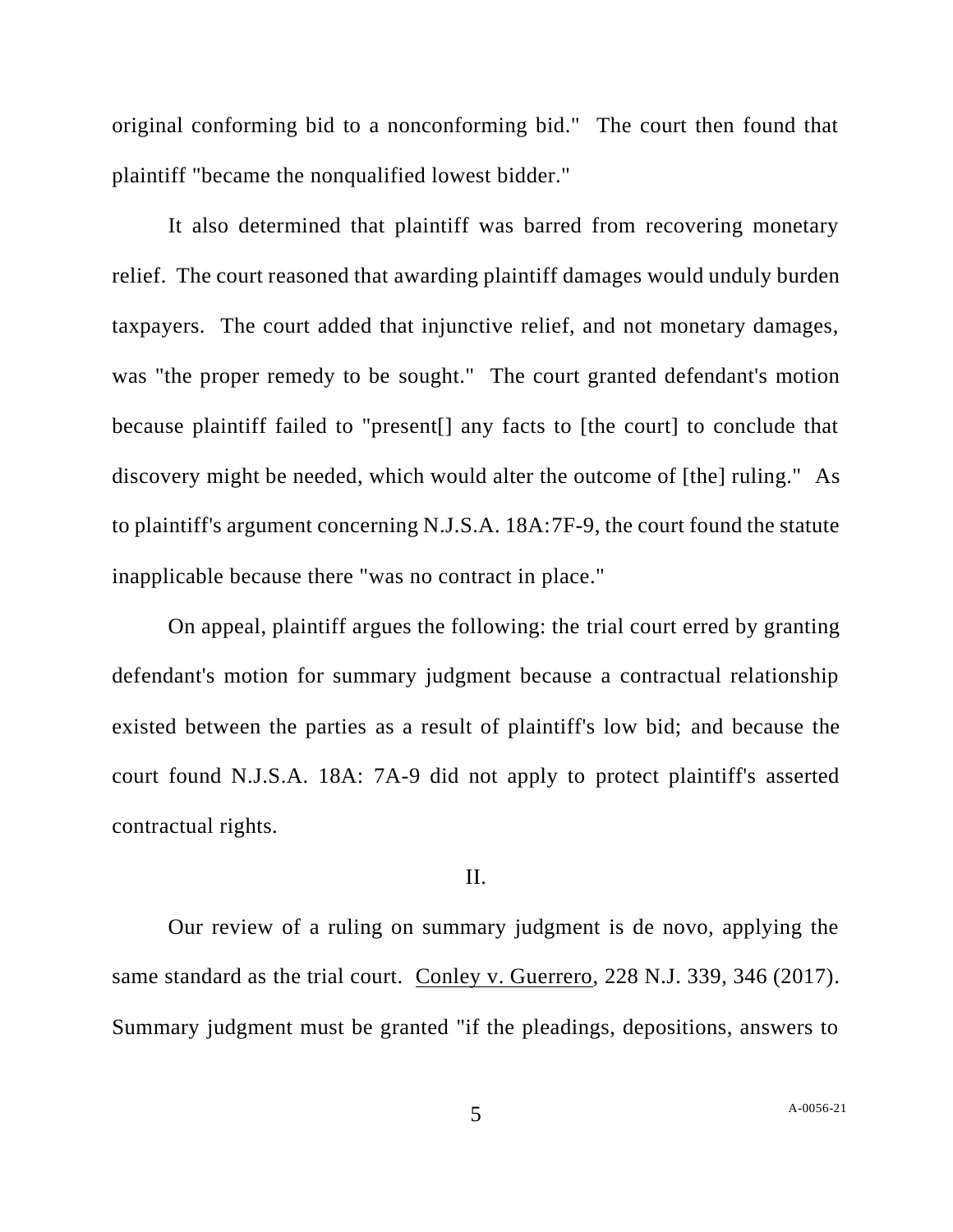original conforming bid to a nonconforming bid." The court then found that plaintiff "became the nonqualified lowest bidder."

It also determined that plaintiff was barred from recovering monetary relief. The court reasoned that awarding plaintiff damages would unduly burden taxpayers. The court added that injunctive relief, and not monetary damages, was "the proper remedy to be sought." The court granted defendant's motion because plaintiff failed to "present[] any facts to [the court] to conclude that discovery might be needed, which would alter the outcome of [the] ruling." As to plaintiff's argument concerning N.J.S.A. 18A:7F-9, the court found the statute inapplicable because there "was no contract in place."

On appeal, plaintiff argues the following: the trial court erred by granting defendant's motion for summary judgment because a contractual relationship existed between the parties as a result of plaintiff's low bid; and because the court found N.J.S.A. 18A: 7A-9 did not apply to protect plaintiff's asserted contractual rights.

## II.

Our review of a ruling on summary judgment is de novo, applying the same standard as the trial court. Conley v. Guerrero, 228 N.J. 339, 346 (2017). Summary judgment must be granted "if the pleadings, depositions, answers to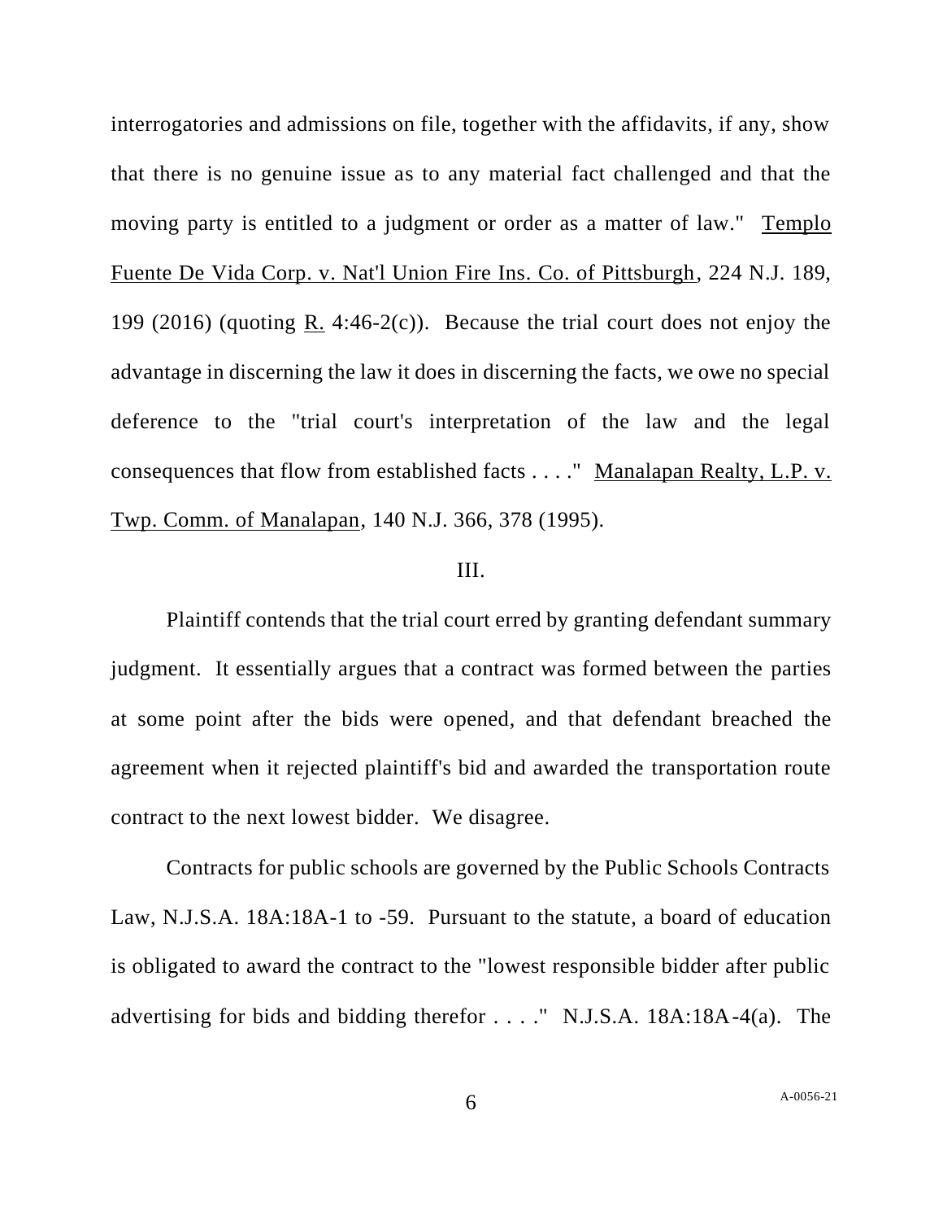interrogatories and admissions on file, together with the affidavits, if any, show that there is no genuine issue as to any material fact challenged and that the moving party is entitled to a judgment or order as a matter of law." Templo Fuente De Vida Corp. v. Nat'l Union Fire Ins. Co. of Pittsburgh, 224 N.J. 189, 199 (2016) (quoting R. 4:46-2(c)). Because the trial court does not enjoy the advantage in discerning the law it does in discerning the facts, we owe no special deference to the "trial court's interpretation of the law and the legal consequences that flow from established facts . . . ." Manalapan Realty, L.P. v. Twp. Comm. of Manalapan, 140 N.J. 366, 378 (1995).

III.

Plaintiff contends that the trial court erred by granting defendant summary judgment. It essentially argues that a contract was formed between the parties at some point after the bids were opened, and that defendant breached the agreement when it rejected plaintiff's bid and awarded the transportation route contract to the next lowest bidder. We disagree.

Contracts for public schools are governed by the Public Schools Contracts Law, N.J.S.A. 18A:18A-1 to -59. Pursuant to the statute, a board of education is obligated to award the contract to the "lowest responsible bidder after public advertising for bids and bidding therefor . . . ." N.J.S.A. 18A:18A-4(a). The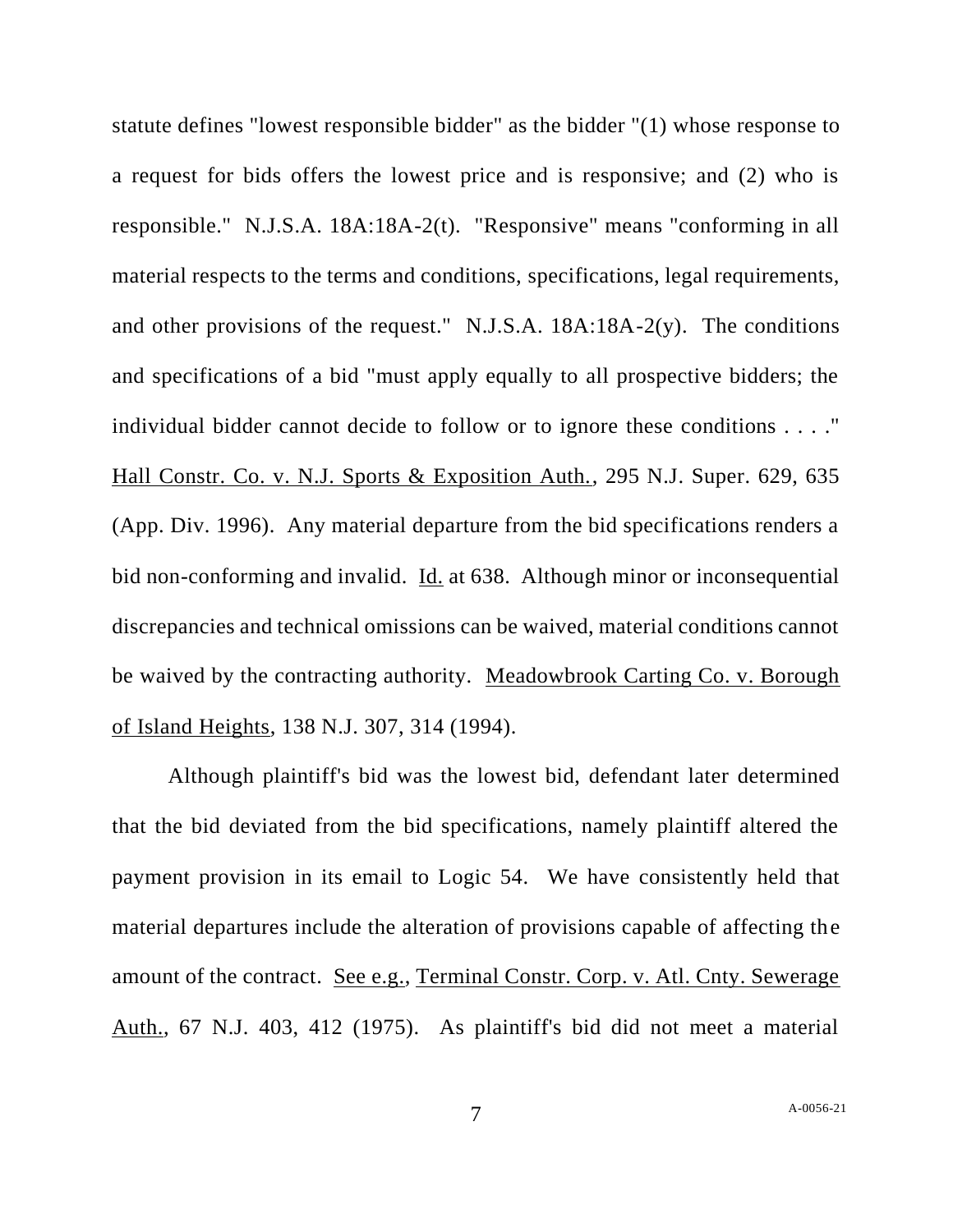statute defines "lowest responsible bidder" as the bidder "(1) whose response to a request for bids offers the lowest price and is responsive; and (2) who is responsible." N.J.S.A. 18A:18A-2(t). "Responsive" means "conforming in all material respects to the terms and conditions, specifications, legal requirements, and other provisions of the request." N.J.S.A. 18A:18A-2(y). The conditions and specifications of a bid "must apply equally to all prospective bidders; the individual bidder cannot decide to follow or to ignore these conditions . . . ." Hall Constr. Co. v. N.J. Sports & Exposition Auth., 295 N.J. Super. 629, 635 (App. Div. 1996). Any material departure from the bid specifications renders a bid non-conforming and invalid. Id. at 638. Although minor or inconsequential discrepancies and technical omissions can be waived, material conditions cannot be waived by the contracting authority. Meadowbrook Carting Co. v. Borough of Island Heights, 138 N.J. 307, 314 (1994).

Although plaintiff's bid was the lowest bid, defendant later determined that the bid deviated from the bid specifications, namely plaintiff altered the payment provision in its email to Logic 54. We have consistently held that material departures include the alteration of provisions capable of affecting the amount of the contract. See e.g., Terminal Constr. Corp. v. Atl. Cnty. Sewerage Auth., 67 N.J. 403, 412 (1975). As plaintiff's bid did not meet a material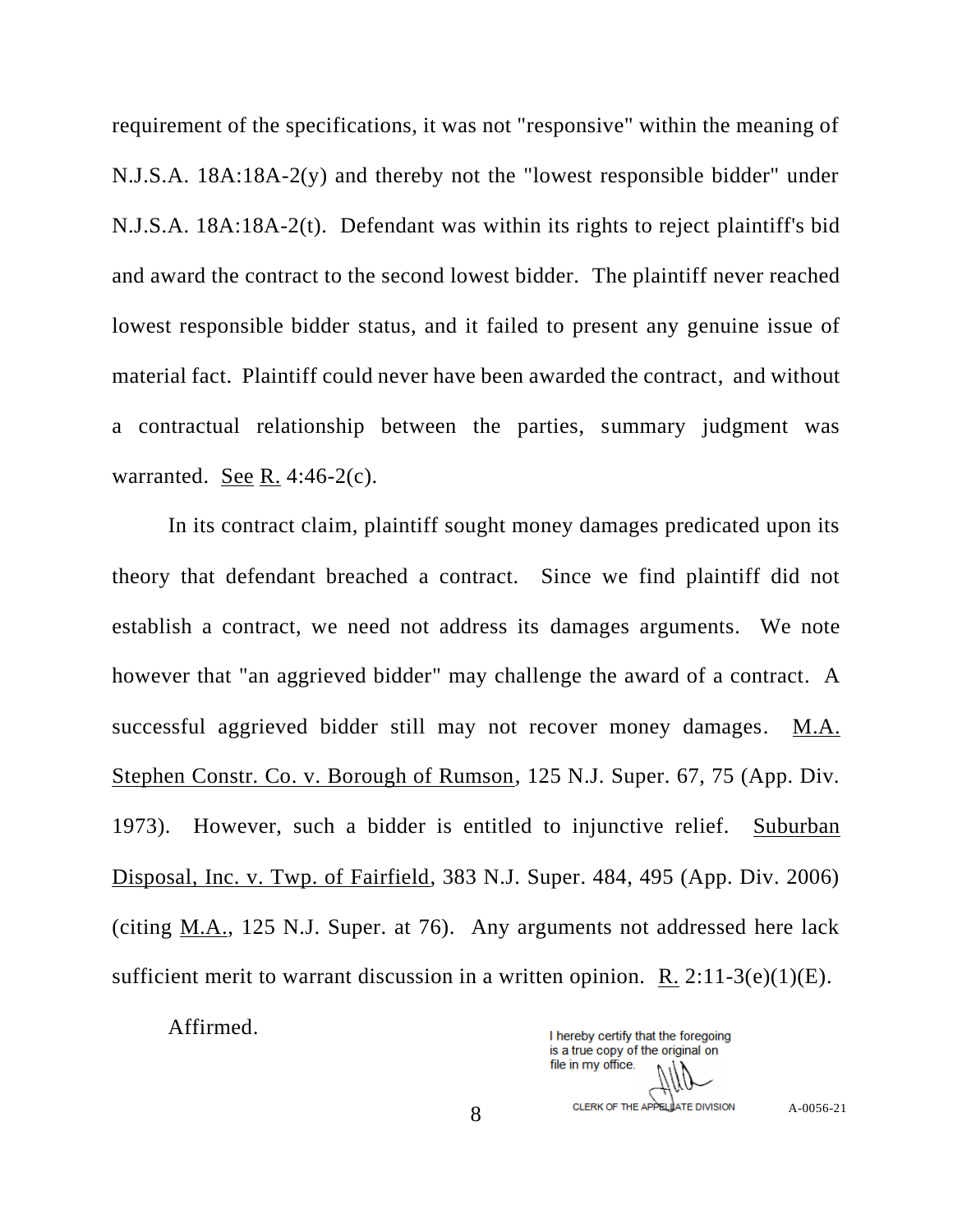requirement of the specifications, it was not "responsive" within the meaning of N.J.S.A. 18A:18A-2(y) and thereby not the "lowest responsible bidder" under N.J.S.A. 18A:18A-2(t). Defendant was within its rights to reject plaintiff's bid and award the contract to the second lowest bidder. The plaintiff never reached lowest responsible bidder status, and it failed to present any genuine issue of material fact. Plaintiff could never have been awarded the contract, and without a contractual relationship between the parties, summary judgment was warranted. See R. 4:46-2(c).

In its contract claim, plaintiff sought money damages predicated upon its theory that defendant breached a contract. Since we find plaintiff did not establish a contract, we need not address its damages arguments. We note however that "an aggrieved bidder" may challenge the award of a contract. A successful aggrieved bidder still may not recover money damages. M.A. Stephen Constr. Co. v. Borough of Rumson, 125 N.J. Super. 67, 75 (App. Div. 1973). However, such a bidder is entitled to injunctive relief. Suburban Disposal, Inc. v. Twp. of Fairfield, 383 N.J. Super. 484, 495 (App. Div. 2006) (citing M.A., 125 N.J. Super. at 76). Any arguments not addressed here lack sufficient merit to warrant discussion in a written opinion. R. 2:11-3(e)(1)(E).

Affirmed.

I hereby certify that the foregoing is a true copy of the original on file in my office.

CLERK OF THE APPELLATE DIVISION

A-0056-21